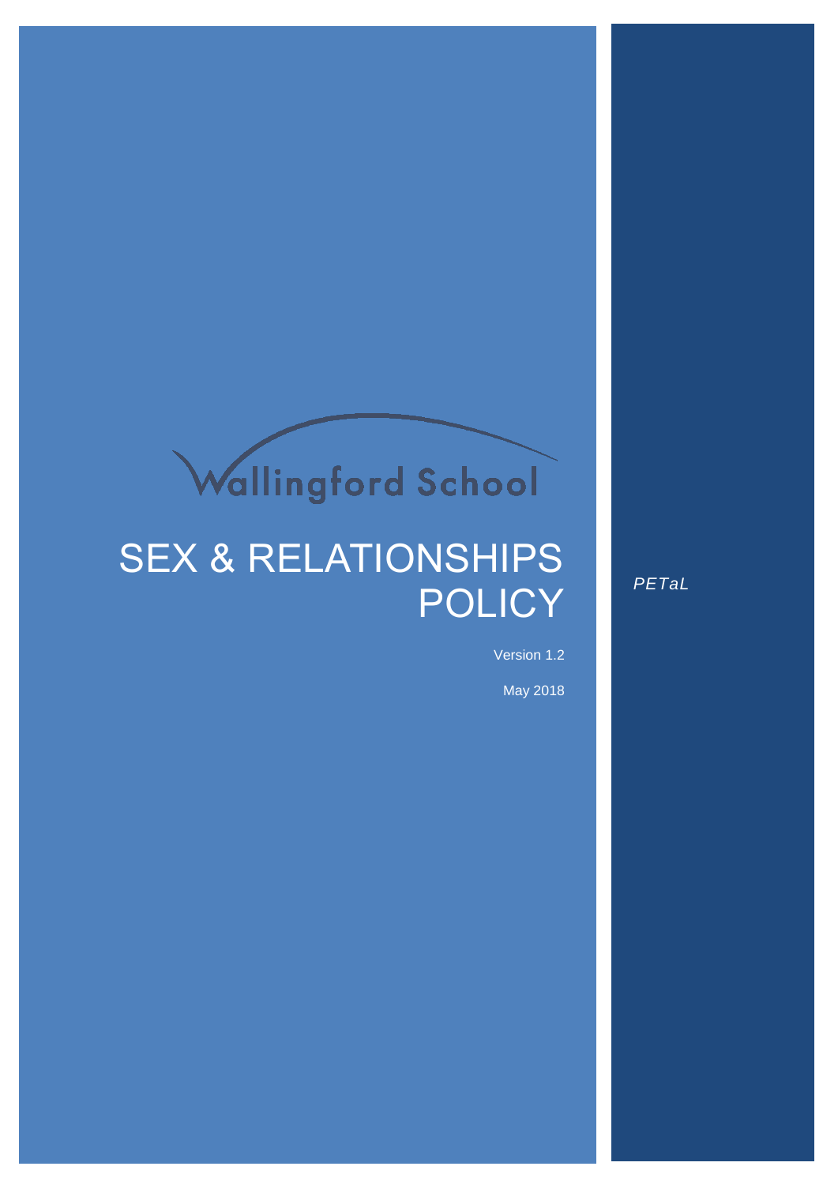Wallingford School

# SEX & RELATIONSHIPS POLICY

Version 1.2

May 2018

*PETaL*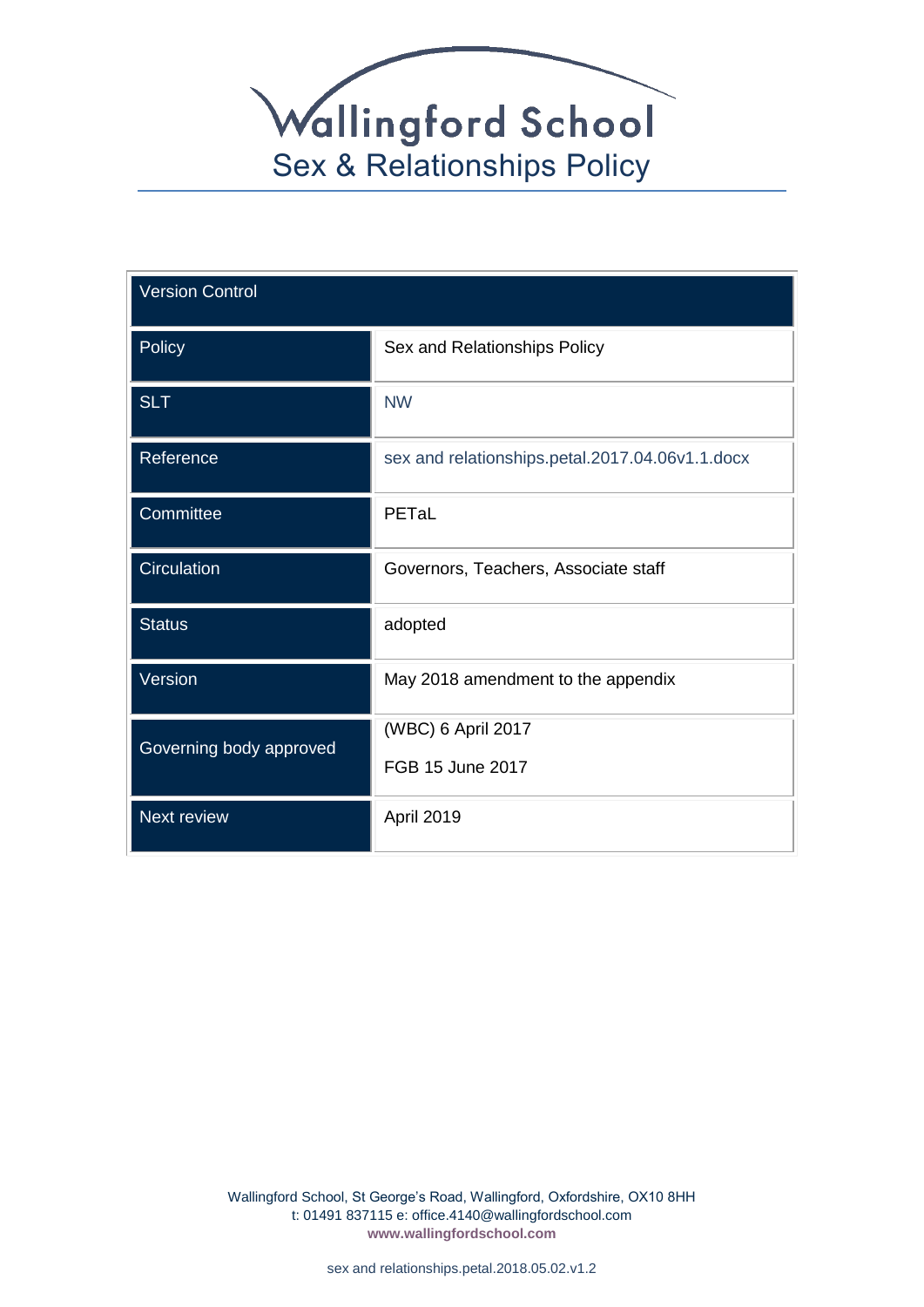# Wallingford School
## Sex & Relationships Policy

| Version Control | |
|---|---|
| Policy | Sex and Relationships Policy |
| SLT | NW |
| Reference | sex and relationships.petal.2017.04.06v1.1.docx |
| Committee | PETaL |
| Circulation | Governors, Teachers, Associate staff |
| Status | adopted |
| Version | May 2018 amendment to the appendix |
| Governing body approved | (WBC) 6 April 2017<br>FGB 15 June 2017 |
| Next review | April 2019 |

Wallingford School, St George's Road, Wallingford, Oxfordshire, OX10 8HH
t: 01491 837115 e: office.4140@wallingfordschool.com
**www.wallingfordschool.com**

sex and relationships.petal.2018.05.02.v1.2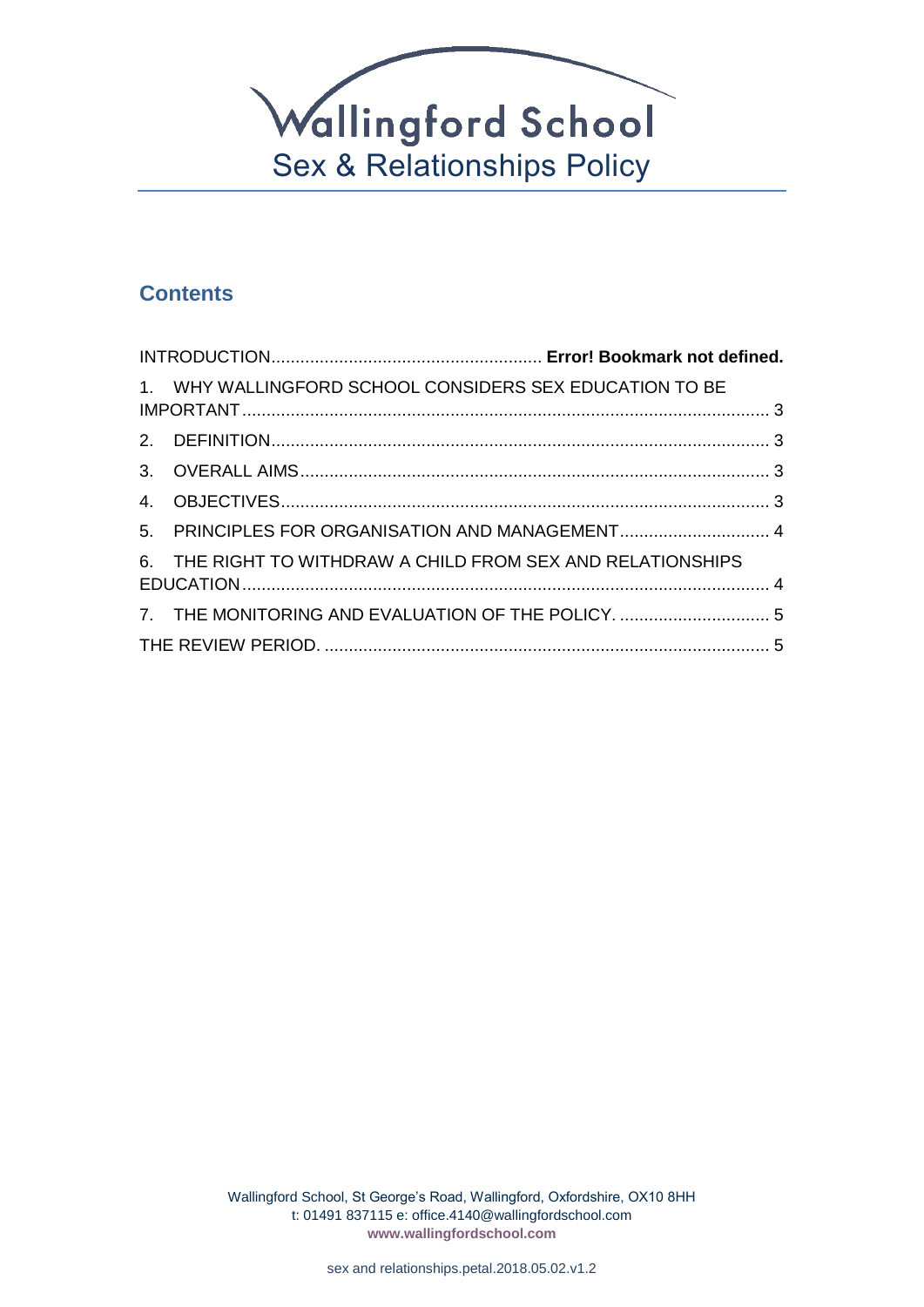# Wallingford School

## Sex & Relationships Policy

## Contents

INTRODUCTION........................................................ **Error! Bookmark not defined.**

1. WHY WALLINGFORD SCHOOL CONSIDERS SEX EDUCATION TO BE IMPORTANT............................................................................................................. 3
2. DEFINITION....................................................................................................... 3
3. OVERALL AIMS................................................................................................. 3
4. OBJECTIVES..................................................................................................... 3
5. PRINCIPLES FOR ORGANISATION AND MANAGEMENT............................... 4
6. THE RIGHT TO WITHDRAW A CHILD FROM SEX AND RELATIONSHIPS EDUCATION............................................................................................................. 4
7. THE MONITORING AND EVALUATION OF THE POLICY. ............................... 5

THE REVIEW PERIOD. ............................................................................................ 5

Wallingford School, St George's Road, Wallingford, Oxfordshire, OX10 8HH
t: 01491 837115 e: office.4140@wallingfordschool.com
**www.wallingfordschool.com**

sex and relationships.petal.2018.05.02.v1.2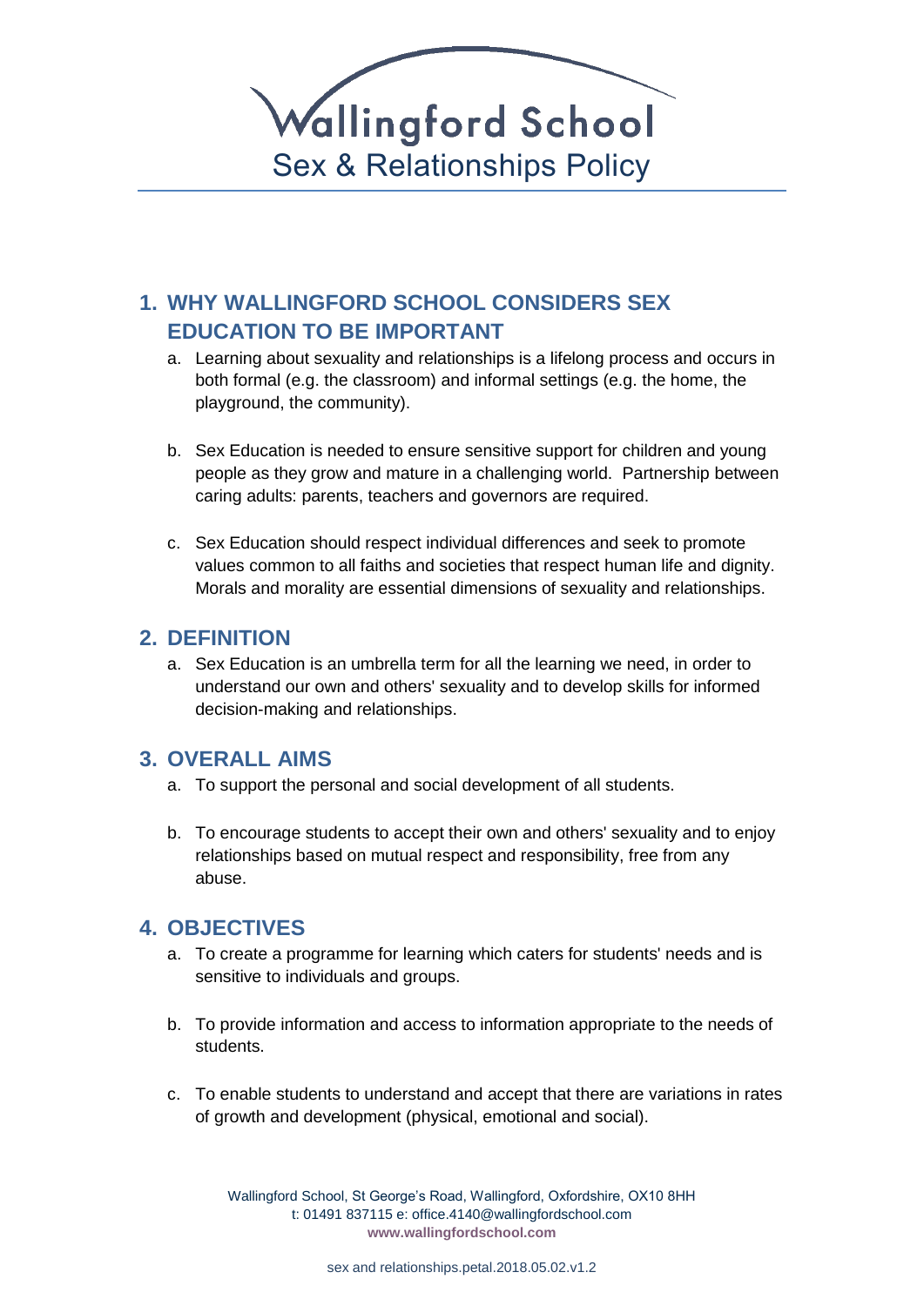# Wallingford School
## Sex & Relationships Policy

## 1. WHY WALLINGFORD SCHOOL CONSIDERS SEX EDUCATION TO BE IMPORTANT

a. Learning about sexuality and relationships is a lifelong process and occurs in both formal (e.g. the classroom) and informal settings (e.g. the home, the playground, the community).

b. Sex Education is needed to ensure sensitive support for children and young people as they grow and mature in a challenging world. Partnership between caring adults: parents, teachers and governors are required.

c. Sex Education should respect individual differences and seek to promote values common to all faiths and societies that respect human life and dignity. Morals and morality are essential dimensions of sexuality and relationships.

## 2. DEFINITION

a. Sex Education is an umbrella term for all the learning we need, in order to understand our own and others' sexuality and to develop skills for informed decision-making and relationships.

## 3. OVERALL AIMS

a. To support the personal and social development of all students.

b. To encourage students to accept their own and others' sexuality and to enjoy relationships based on mutual respect and responsibility, free from any abuse.

## 4. OBJECTIVES

a. To create a programme for learning which caters for students' needs and is sensitive to individuals and groups.

b. To provide information and access to information appropriate to the needs of students.

c. To enable students to understand and accept that there are variations in rates of growth and development (physical, emotional and social).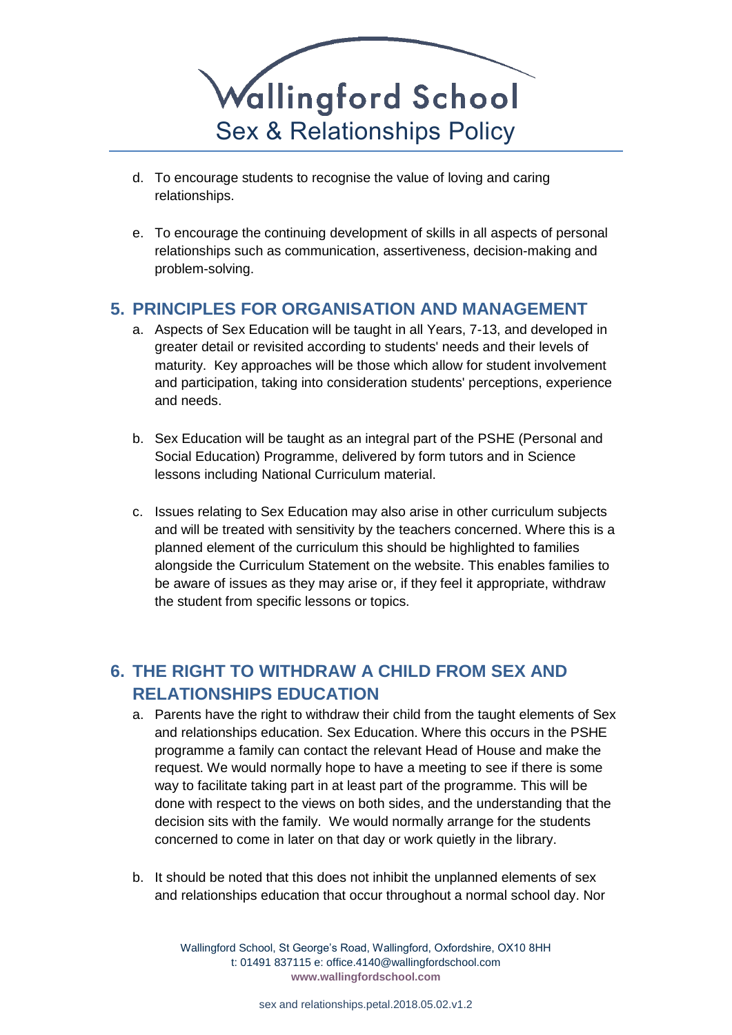d. To encourage students to recognise the value of loving and caring relationships.

e. To encourage the continuing development of skills in all aspects of personal relationships such as communication, assertiveness, decision-making and problem-solving.

## 5. PRINCIPLES FOR ORGANISATION AND MANAGEMENT

a. Aspects of Sex Education will be taught in all Years, 7-13, and developed in greater detail or revisited according to students' needs and their levels of maturity. Key approaches will be those which allow for student involvement and participation, taking into consideration students' perceptions, experience and needs.

b. Sex Education will be taught as an integral part of the PSHE (Personal and Social Education) Programme, delivered by form tutors and in Science lessons including National Curriculum material.

c. Issues relating to Sex Education may also arise in other curriculum subjects and will be treated with sensitivity by the teachers concerned. Where this is a planned element of the curriculum this should be highlighted to families alongside the Curriculum Statement on the website. This enables families to be aware of issues as they may arise or, if they feel it appropriate, withdraw the student from specific lessons or topics.

## 6. THE RIGHT TO WITHDRAW A CHILD FROM SEX AND RELATIONSHIPS EDUCATION

a. Parents have the right to withdraw their child from the taught elements of Sex and relationships education. Sex Education. Where this occurs in the PSHE programme a family can contact the relevant Head of House and make the request. We would normally hope to have a meeting to see if there is some way to facilitate taking part in at least part of the programme. This will be done with respect to the views on both sides, and the understanding that the decision sits with the family. We would normally arrange for the students concerned to come in later on that day or work quietly in the library.

b. It should be noted that this does not inhibit the unplanned elements of sex and relationships education that occur throughout a normal school day. Nor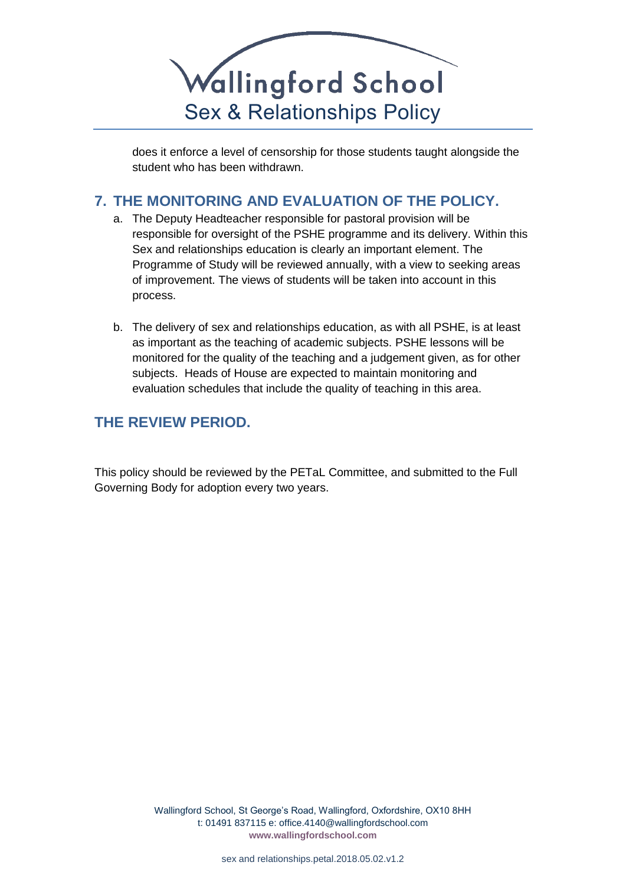does it enforce a level of censorship for those students taught alongside the student who has been withdrawn.

## 7. THE MONITORING AND EVALUATION OF THE POLICY.

a. The Deputy Headteacher responsible for pastoral provision will be responsible for oversight of the PSHE programme and its delivery. Within this Sex and relationships education is clearly an important element. The Programme of Study will be reviewed annually, with a view to seeking areas of improvement. The views of students will be taken into account in this process.

b. The delivery of sex and relationships education, as with all PSHE, is at least as important as the teaching of academic subjects. PSHE lessons will be monitored for the quality of the teaching and a judgement given, as for other subjects. Heads of House are expected to maintain monitoring and evaluation schedules that include the quality of teaching in this area.

## THE REVIEW PERIOD.

This policy should be reviewed by the PETaL Committee, and submitted to the Full Governing Body for adoption every two years.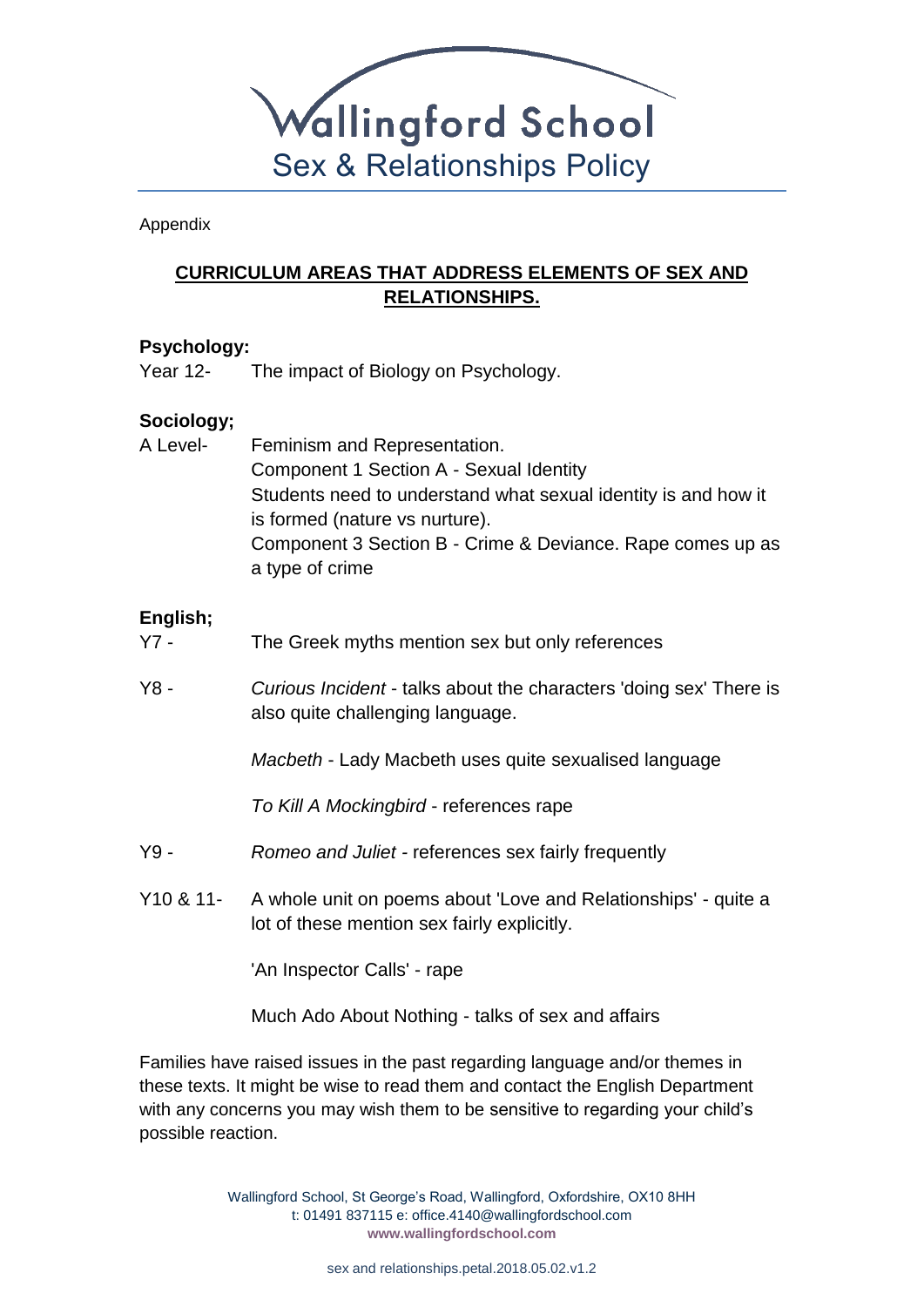Appendix

## CURRICULUM AREAS THAT ADDRESS ELEMENTS OF SEX AND RELATIONSHIPS.

**Psychology:**

Year 12- The impact of Biology on Psychology.

**Sociology;**

A Level- Feminism and Representation.
Component 1 Section A - Sexual Identity
Students need to understand what sexual identity is and how it is formed (nature vs nurture).
Component 3 Section B - Crime & Deviance. Rape comes up as a type of crime

**English;**

Y7 - The Greek myths mention sex but only references

Y8 - *Curious Incident* - talks about the characters 'doing sex' There is also quite challenging language.

*Macbeth* - Lady Macbeth uses quite sexualised language

*To Kill A Mockingbird* - references rape

Y9 - *Romeo and Juliet* - references sex fairly frequently

Y10 & 11- A whole unit on poems about 'Love and Relationships' - quite a lot of these mention sex fairly explicitly.

'An Inspector Calls' - rape

Much Ado About Nothing - talks of sex and affairs

Families have raised issues in the past regarding language and/or themes in these texts. It might be wise to read them and contact the English Department with any concerns you may wish them to be sensitive to regarding your child's possible reaction.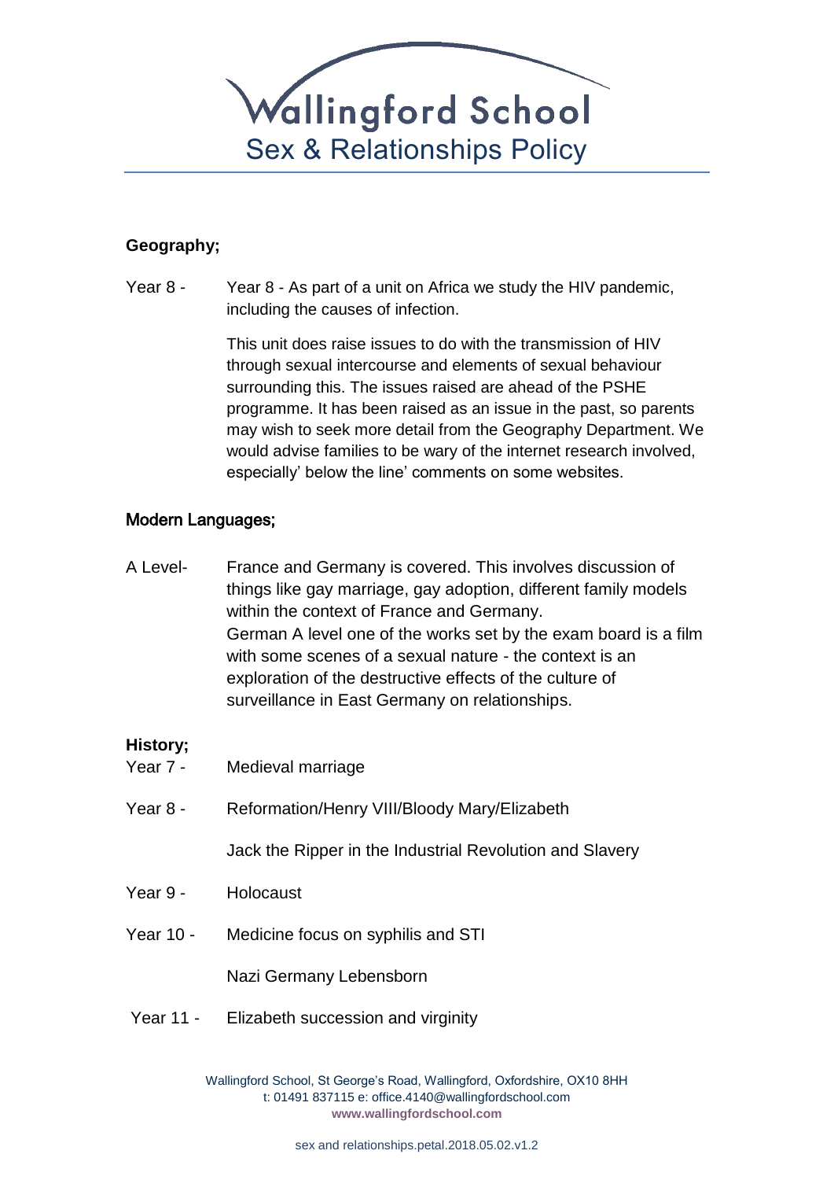**Geography;**

Year 8 - Year 8 - As part of a unit on Africa we study the HIV pandemic, including the causes of infection.

This unit does raise issues to do with the transmission of HIV through sexual intercourse and elements of sexual behaviour surrounding this. The issues raised are ahead of the PSHE programme. It has been raised as an issue in the past, so parents may wish to seek more detail from the Geography Department. We would advise families to be wary of the internet research involved, especially' below the line' comments on some websites.

**Modern Languages;**

A Level- France and Germany is covered. This involves discussion of things like gay marriage, gay adoption, different family models within the context of France and Germany.
German A level one of the works set by the exam board is a film with some scenes of a sexual nature - the context is an exploration of the destructive effects of the culture of surveillance in East Germany on relationships.

**History;**

Year 7 - Medieval marriage

Year 8 - Reformation/Henry VIII/Bloody Mary/Elizabeth

Jack the Ripper in the Industrial Revolution and Slavery

Year 9 - Holocaust

Year 10 - Medicine focus on syphilis and STI

Nazi Germany Lebensborn

Year 11 - Elizabeth succession and virginity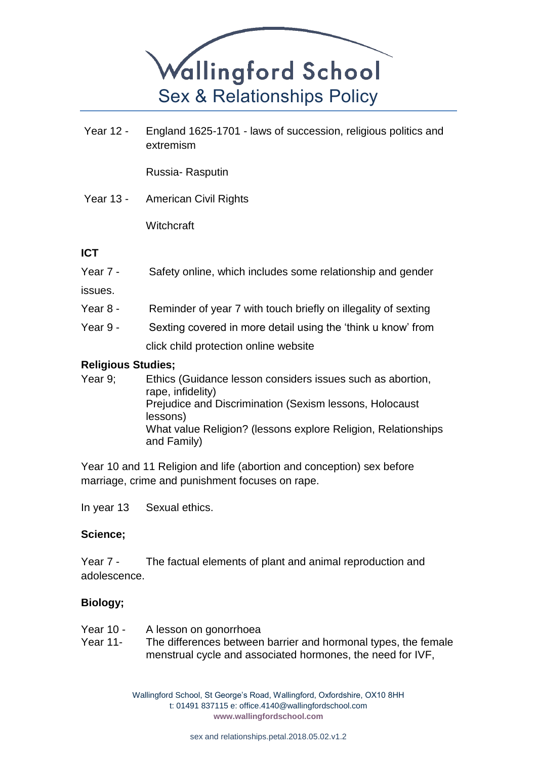Year 12 - England 1625-1701 - laws of succession, religious politics and extremism

Russia- Rasputin

Year 13 - American Civil Rights

Witchcraft

**ICT**

Year 7 - Safety online, which includes some relationship and gender issues.

Year 8 - Reminder of year 7 with touch briefly on illegality of sexting

Year 9 - Sexting covered in more detail using the 'think u know' from click child protection online website

**Religious Studies;**

Year 9; Ethics (Guidance lesson considers issues such as abortion, rape, infidelity)
Prejudice and Discrimination (Sexism lessons, Holocaust lessons)
What value Religion? (lessons explore Religion, Relationships and Family)

Year 10 and 11 Religion and life (abortion and conception) sex before marriage, crime and punishment focuses on rape.

In year 13 Sexual ethics.

**Science;**

Year 7 - The factual elements of plant and animal reproduction and adolescence.

**Biology;**

Year 10 - A lesson on gonorrhoea
Year 11- The differences between barrier and hormonal types, the female menstrual cycle and associated hormones, the need for IVF,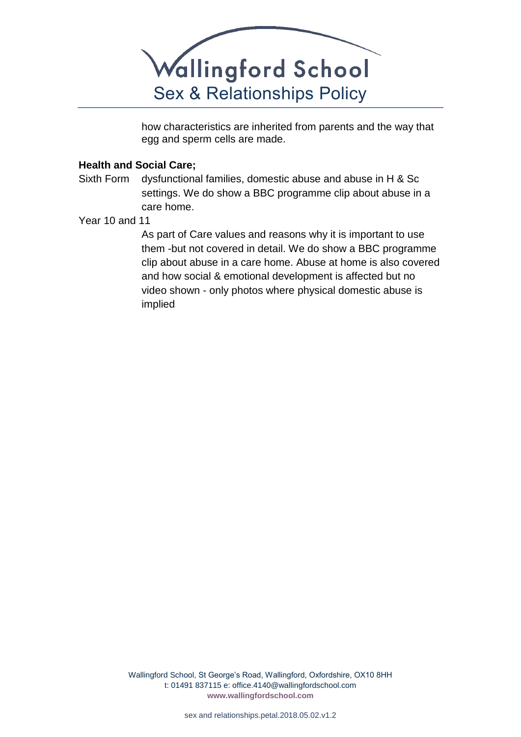how characteristics are inherited from parents and the way that egg and sperm cells are made.

**Health and Social Care;**

Sixth Form dysfunctional families, domestic abuse and abuse in H & Sc settings. We do show a BBC programme clip about abuse in a care home.

Year 10 and 11

As part of Care values and reasons why it is important to use them -but not covered in detail. We do show a BBC programme clip about abuse in a care home. Abuse at home is also covered and how social & emotional development is affected but no video shown - only photos where physical domestic abuse is implied